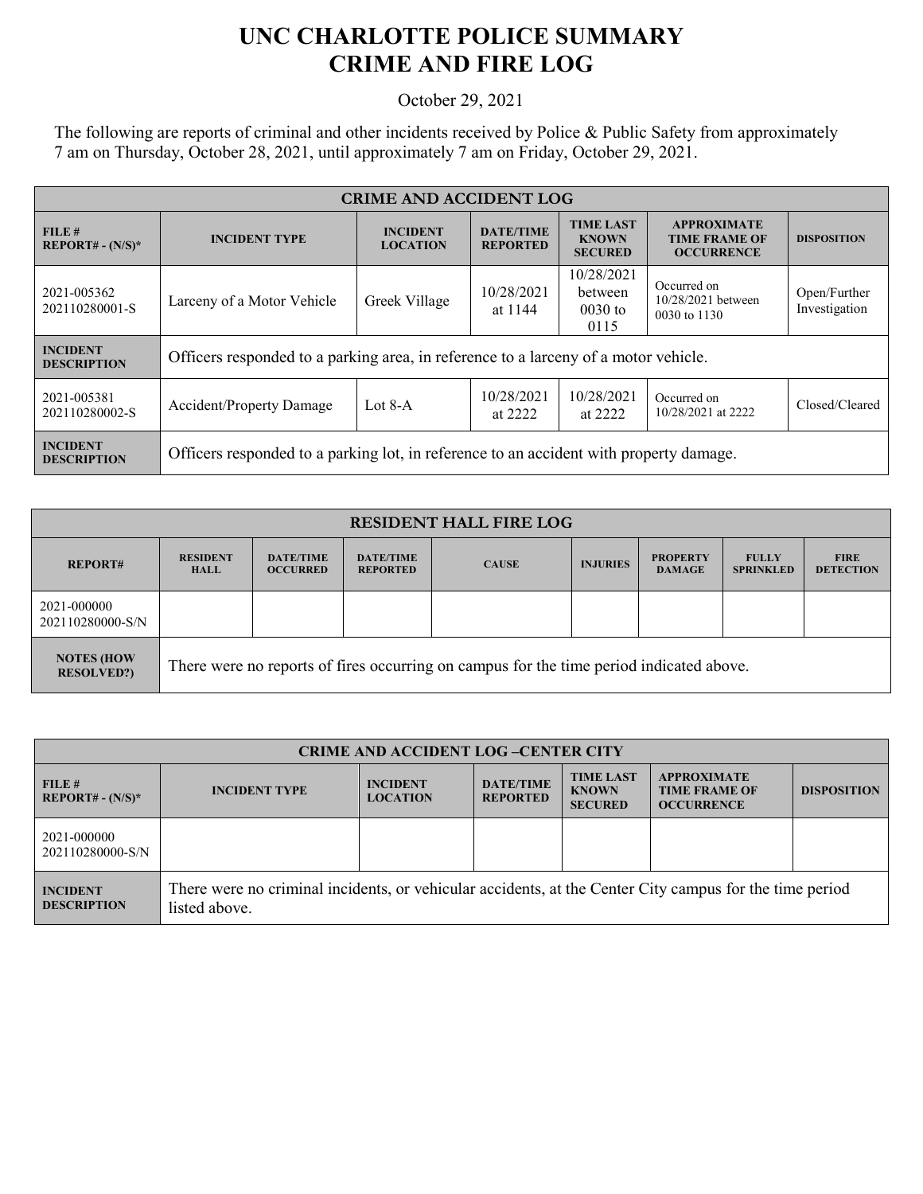# UNC CHARLOTTE POLICE SUMMARY
# CRIME AND FIRE LOG

October 29, 2021

The following are reports of criminal and other incidents received by Police & Public Safety from approximately 7 am on Thursday, October 28, 2021, until approximately 7 am on Friday, October 29, 2021.

| CRIME AND ACCIDENT LOG | | | | | | |
|---|---|---|---|---|---|---|
| FILE # REPORT# - (N/S)* | INCIDENT TYPE | INCIDENT LOCATION | DATE/TIME REPORTED | TIME LAST KNOWN SECURED | APPROXIMATE TIME FRAME OF OCCURRENCE | DISPOSITION |
| 2021-005362 202110280001-S | Larceny of a Motor Vehicle | Greek Village | 10/28/2021 at 1144 | 10/28/2021 between 0030 to 0115 | Occurred on 10/28/2021 between 0030 to 1130 | Open/Further Investigation |
| INCIDENT DESCRIPTION | Officers responded to a parking area, in reference to a larceny of a motor vehicle. | | | | | |
| 2021-005381 202110280002-S | Accident/Property Damage | Lot 8-A | 10/28/2021 at 2222 | 10/28/2021 at 2222 | Occurred on 10/28/2021 at 2222 | Closed/Cleared |
| INCIDENT DESCRIPTION | Officers responded to a parking lot, in reference to an accident with property damage. | | | | | |

| RESIDENT HALL FIRE LOG | | | | | | | | |
|---|---|---|---|---|---|---|---|---|
| REPORT# | RESIDENT HALL | DATE/TIME OCCURRED | DATE/TIME REPORTED | CAUSE | INJURIES | PROPERTY DAMAGE | FULLY SPRINKLED | FIRE DETECTION |
| 2021-000000 202110280000-S/N | | | | | | | | |
| NOTES (HOW RESOLVED?) | There were no reports of fires occurring on campus for the time period indicated above. | | | | | | | |

| CRIME AND ACCIDENT LOG –CENTER CITY | | | | | | |
|---|---|---|---|---|---|---|
| FILE # REPORT# - (N/S)* | INCIDENT TYPE | INCIDENT LOCATION | DATE/TIME REPORTED | TIME LAST KNOWN SECURED | APPROXIMATE TIME FRAME OF OCCURRENCE | DISPOSITION |
| 2021-000000 202110280000-S/N | | | | | | |
| INCIDENT DESCRIPTION | There were no criminal incidents, or vehicular accidents, at the Center City campus for the time period listed above. | | | | | |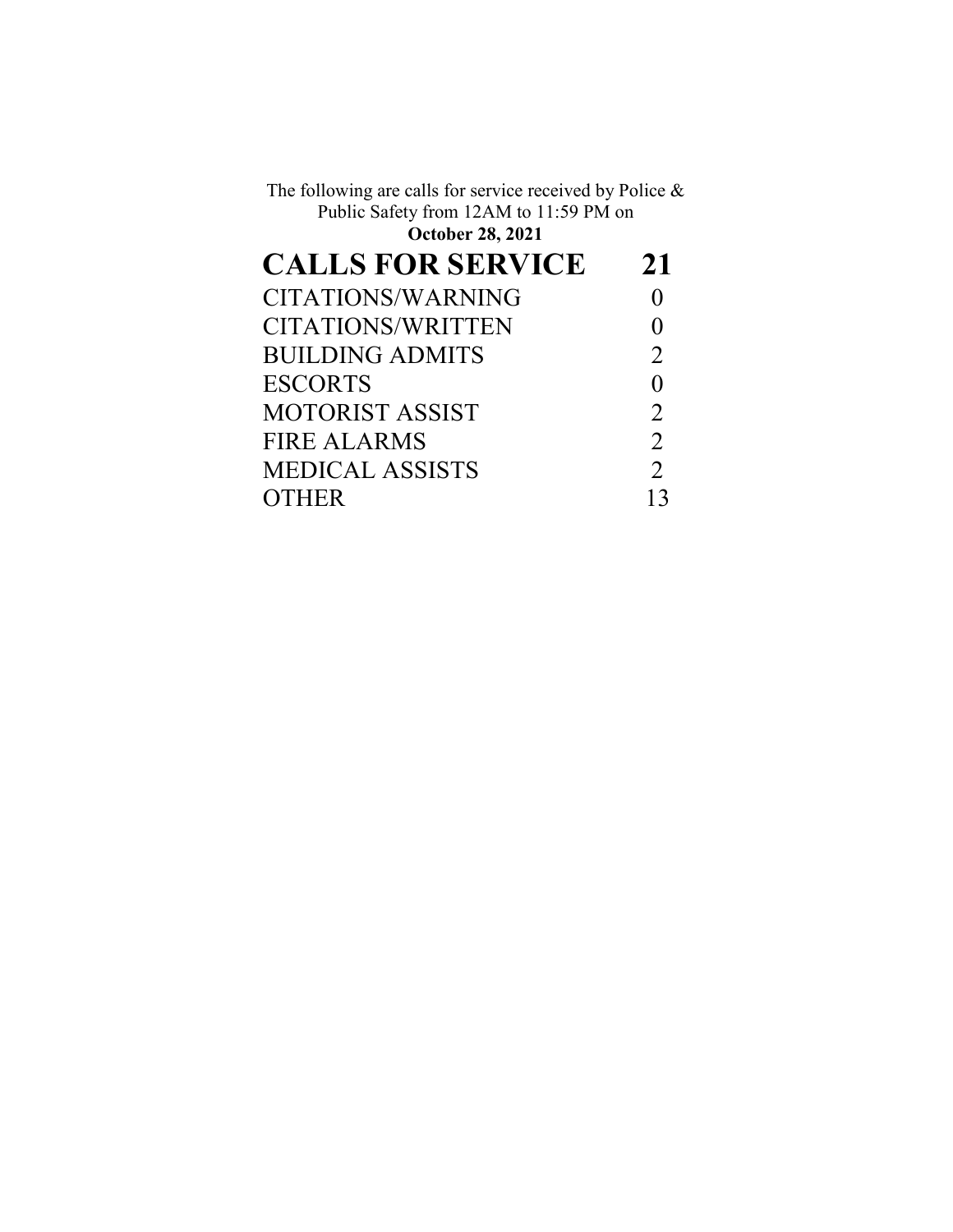The following are calls for service received by Police & Public Safety from 12AM to 11:59 PM on

**October 28, 2021**

| | |
|---|---|
| **CALLS FOR SERVICE** | **21** |
| CITATIONS/WARNING | 0 |
| CITATIONS/WRITTEN | 0 |
| BUILDING ADMITS | 2 |
| ESCORTS | 0 |
| MOTORIST ASSIST | 2 |
| FIRE ALARMS | 2 |
| MEDICAL ASSISTS | 2 |
| OTHER | 13 |